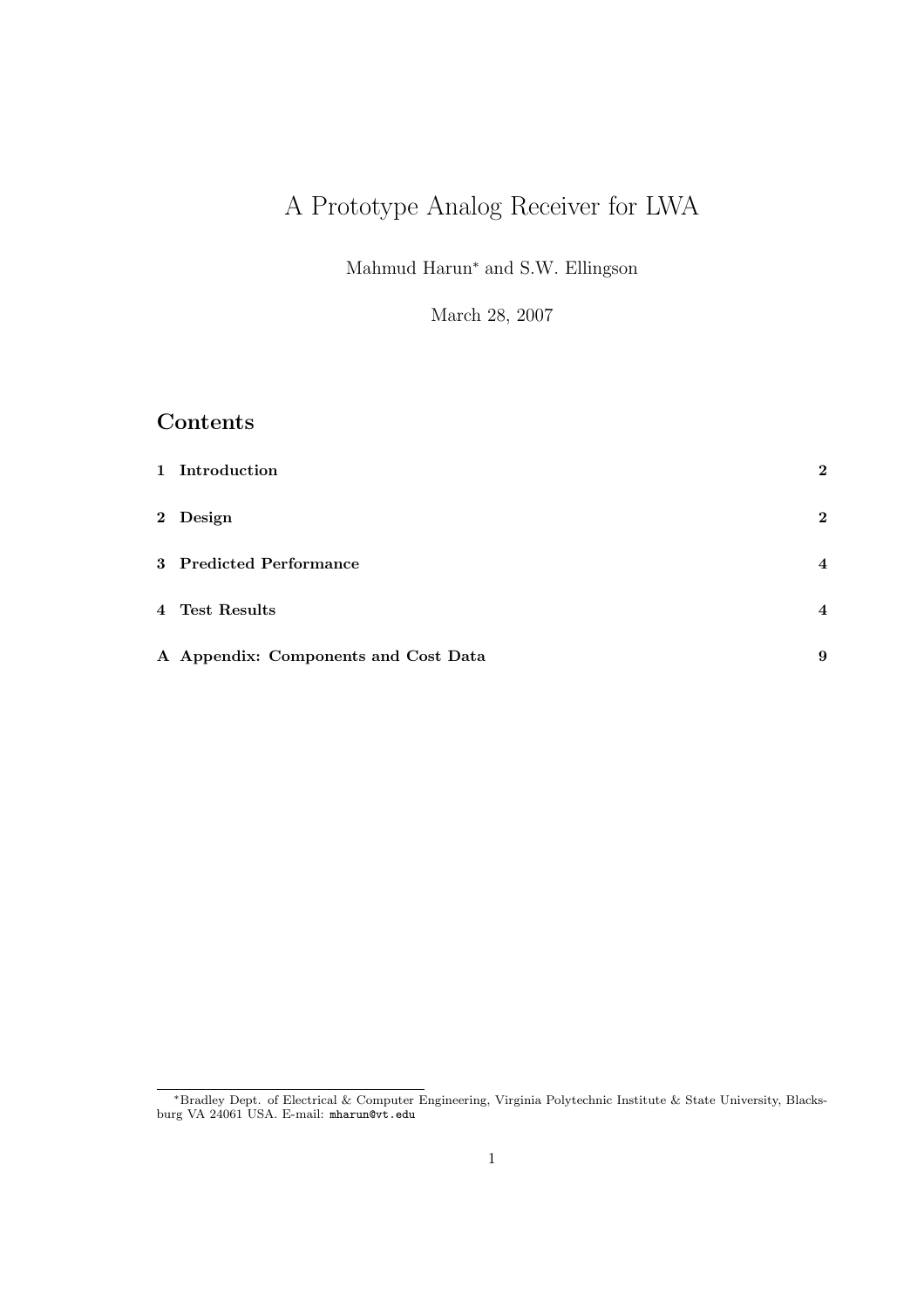# A Prototype Analog Receiver for LWA

Mahmud Harun* and S.W. Ellingson

March 28, 2007

## Contents

| | | |
|---|---|---|
| **1** | **Introduction** | **2** |
| **2** | **Design** | **2** |
| **3** | **Predicted Performance** | **4** |
| **4** | **Test Results** | **4** |
| **A** | **Appendix: Components and Cost Data** | **9** |

*Bradley Dept. of Electrical & Computer Engineering, Virginia Polytechnic Institute & State University, Blacksburg VA 24061 USA. E-mail: `mharun@vt.edu`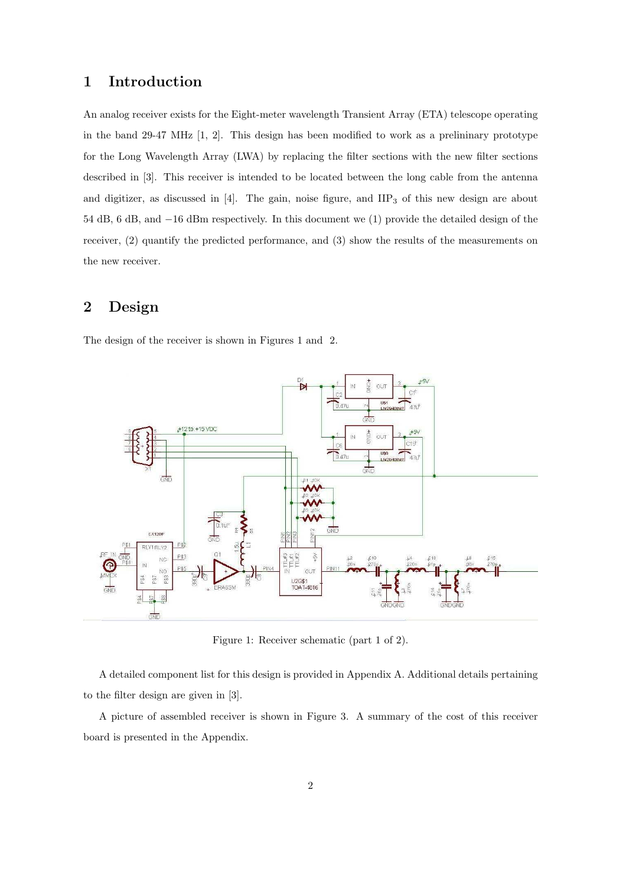## 1 Introduction

An analog receiver exists for the Eight-meter wavelength Transient Array (ETA) telescope operating in the band 29-47 MHz [1, 2]. This design has been modified to work as a prelininary prototype for the Long Wavelength Array (LWA) by replacing the filter sections with the new filter sections described in [3]. This receiver is intended to be located between the long cable from the antenna and digitizer, as discussed in [4]. The gain, noise figure, and $IIP_3$ of this new design are about 54 dB, 6 dB, and $-16$ dBm respectively. In this document we (1) provide the detailed design of the receiver, (2) quantify the predicted performance, and (3) show the results of the measurements on the new receiver.

## 2 Design

The design of the receiver is shown in Figures 1 and 2.

Figure 1: Receiver schematic (part 1 of 2).

A detailed component list for this design is provided in Appendix A. Additional details pertaining to the filter design are given in [3].

A picture of assembled receiver is shown in Figure 3. A summary of the cost of this receiver board is presented in the Appendix.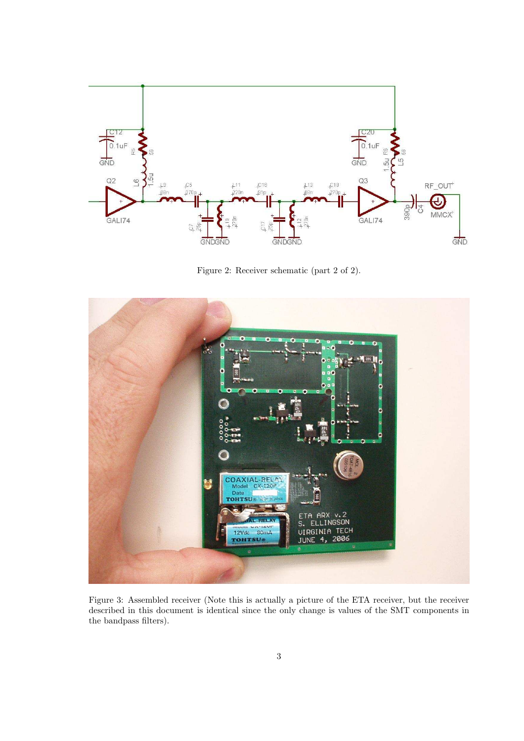Figure 2: Receiver schematic (part 2 of 2).

Figure 3: Assembled receiver (Note this is actually a picture of the ETA receiver, but the receiver described in this document is identical since the only change is values of the SMT components in the bandpass filters).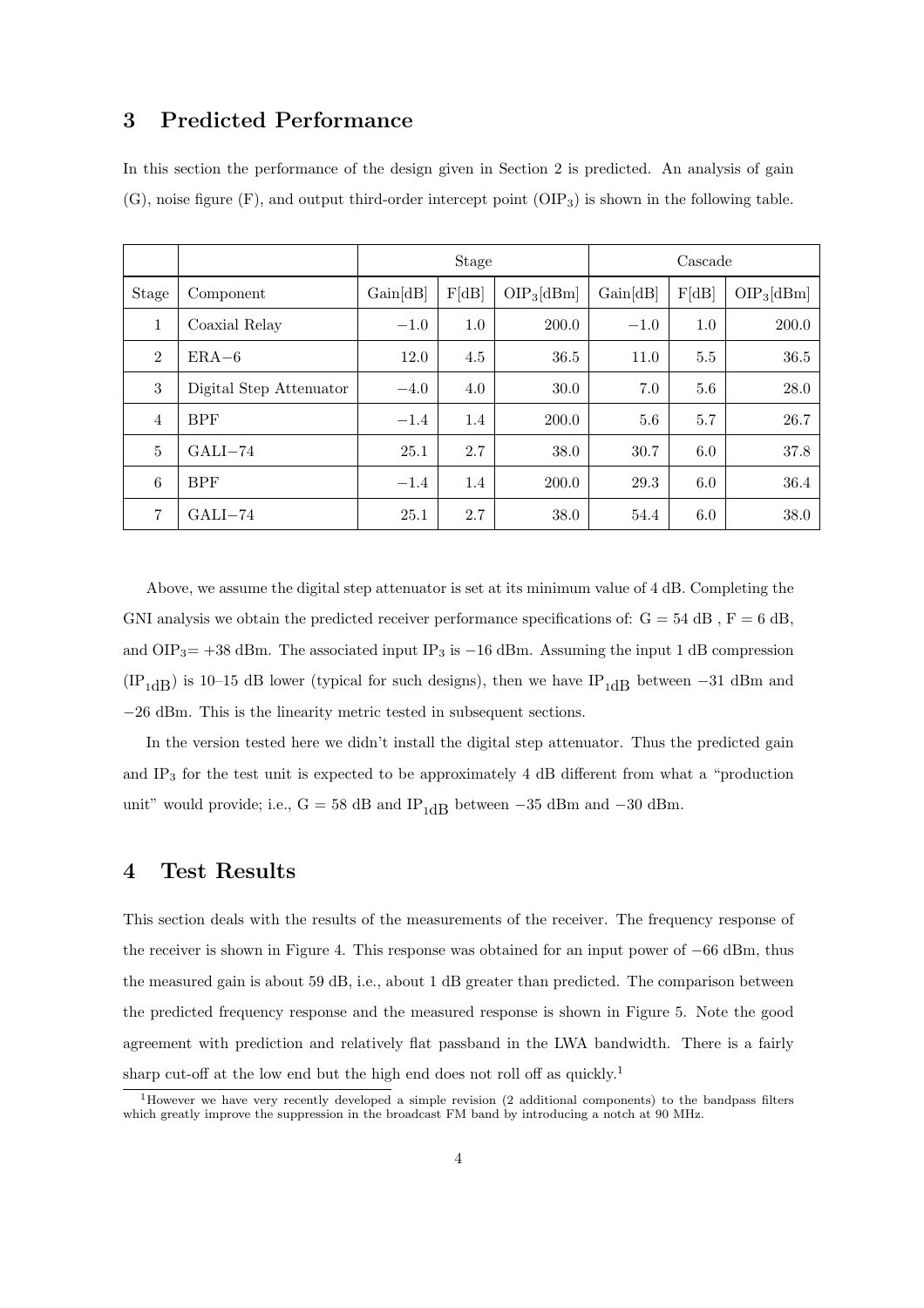## 3 Predicted Performance

In this section the performance of the design given in Section 2 is predicted. An analysis of gain (G), noise figure (F), and output third-order intercept point ($OIP_3$) is shown in the following table.

| | | Stage | | | Cascade | | |
|---|---|---|---|---|---|---|---|
| Stage | Component | Gain[dB] | F[dB] | $OIP_3$[dBm] | Gain[dB] | F[dB] | $OIP_3$[dBm] |
| 1 | Coaxial Relay | −1.0 | 1.0 | 200.0 | −1.0 | 1.0 | 200.0 |
| 2 | ERA−6 | 12.0 | 4.5 | 36.5 | 11.0 | 5.5 | 36.5 |
| 3 | Digital Step Attenuator | −4.0 | 4.0 | 30.0 | 7.0 | 5.6 | 28.0 |
| 4 | BPF | −1.4 | 1.4 | 200.0 | 5.6 | 5.7 | 26.7 |
| 5 | GALI−74 | 25.1 | 2.7 | 38.0 | 30.7 | 6.0 | 37.8 |
| 6 | BPF | −1.4 | 1.4 | 200.0 | 29.3 | 6.0 | 36.4 |
| 7 | GALI−74 | 25.1 | 2.7 | 38.0 | 54.4 | 6.0 | 38.0 |

Above, we assume the digital step attenuator is set at its minimum value of 4 dB. Completing the GNI analysis we obtain the predicted receiver performance specifications of: G = 54 dB , F = 6 dB, and $OIP_3$= +38 dBm. The associated input $IP_3$ is −16 dBm. Assuming the input 1 dB compression ($IP_{1dB}$) is 10–15 dB lower (typical for such designs), then we have $IP_{1dB}$ between −31 dBm and −26 dBm. This is the linearity metric tested in subsequent sections.

In the version tested here we didn't install the digital step attenuator. Thus the predicted gain and $IP_3$ for the test unit is expected to be approximately 4 dB different from what a "production unit" would provide; i.e., G = 58 dB and $IP_{1dB}$ between −35 dBm and −30 dBm.

## 4 Test Results

This section deals with the results of the measurements of the receiver. The frequency response of the receiver is shown in Figure 4. This response was obtained for an input power of −66 dBm, thus the measured gain is about 59 dB, i.e., about 1 dB greater than predicted. The comparison between the predicted frequency response and the measured response is shown in Figure 5. Note the good agreement with prediction and relatively flat passband in the LWA bandwidth. There is a fairly sharp cut-off at the low end but the high end does not roll off as quickly.[1]

[1] However we have very recently developed a simple revision (2 additional components) to the bandpass filters which greatly improve the suppression in the broadcast FM band by introducing a notch at 90 MHz.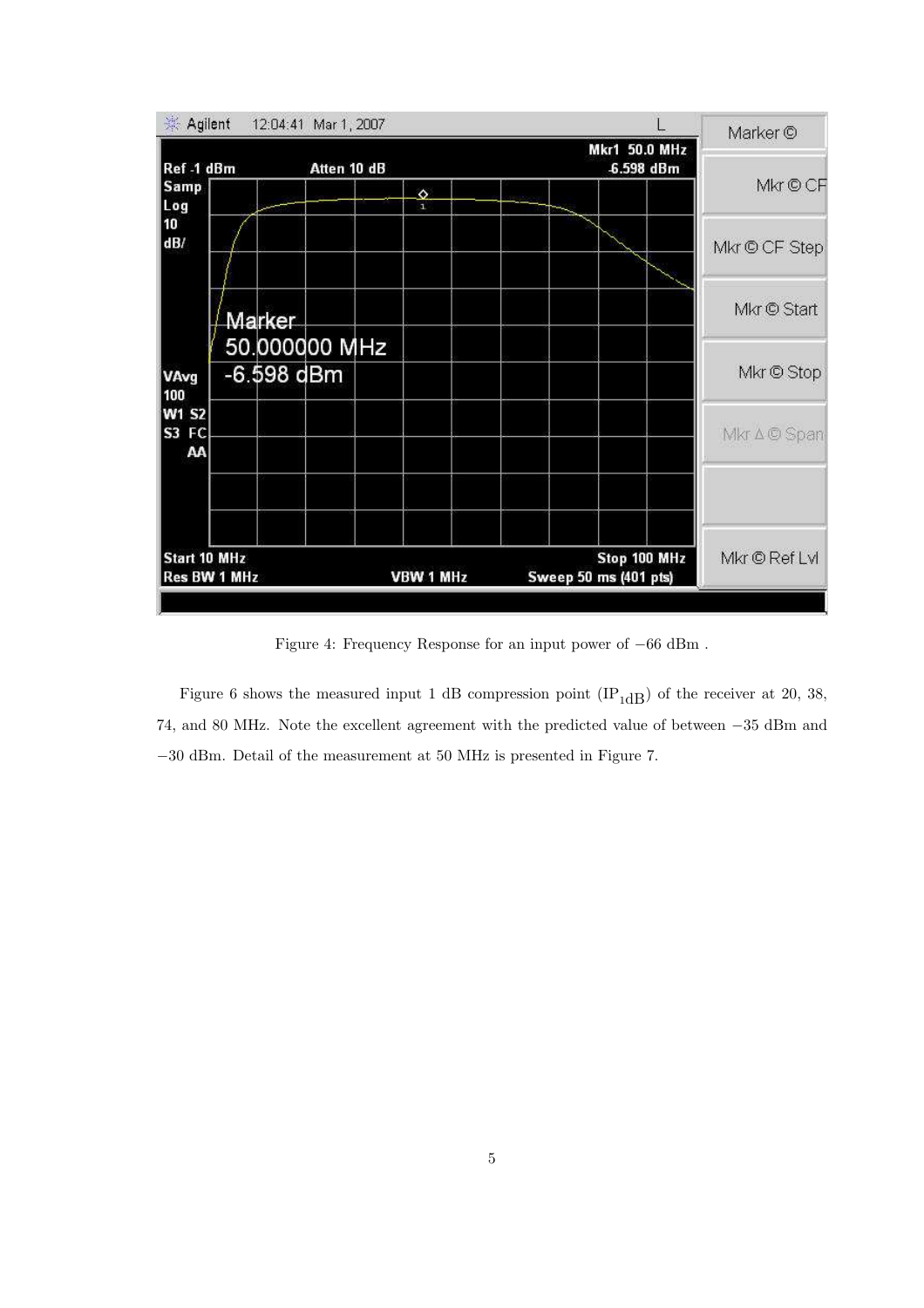Figure 4: Frequency Response for an input power of −66 dBm .

Figure 6 shows the measured input 1 dB compression point ($IP_{1dB}$) of the receiver at 20, 38, 74, and 80 MHz. Note the excellent agreement with the predicted value of between −35 dBm and −30 dBm. Detail of the measurement at 50 MHz is presented in Figure 7.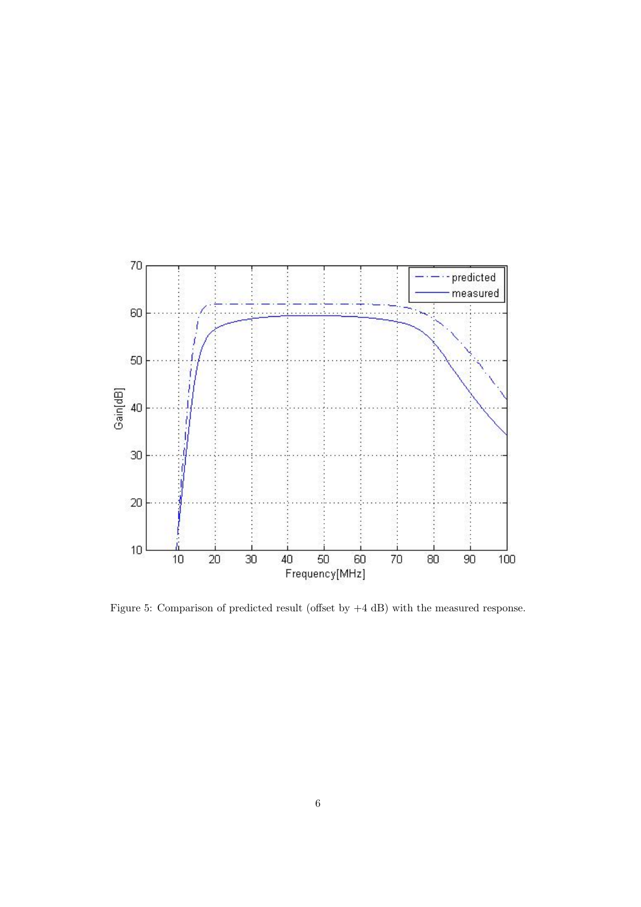Figure 5: Comparison of predicted result (offset by +4 dB) with the measured response.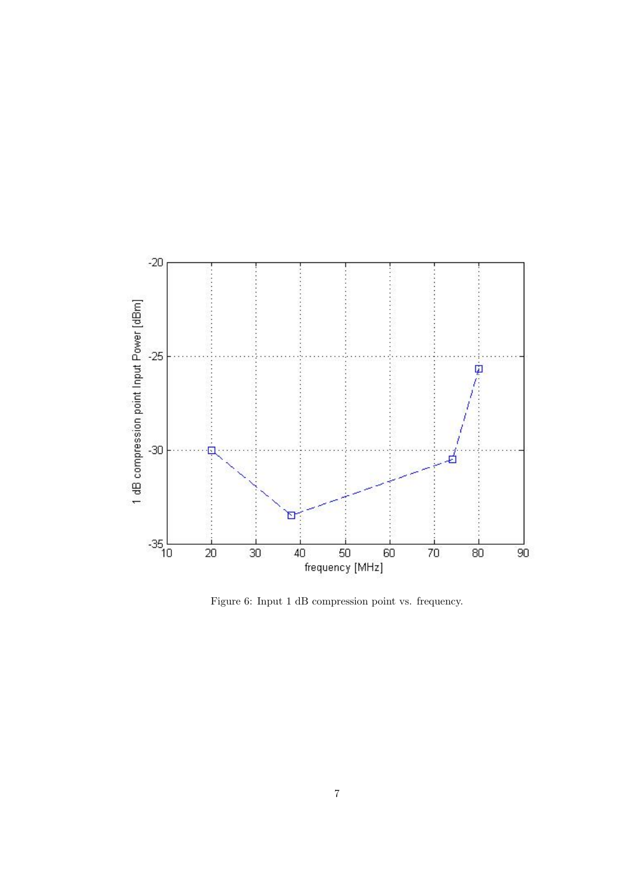Figure 6: Input 1 dB compression point vs. frequency.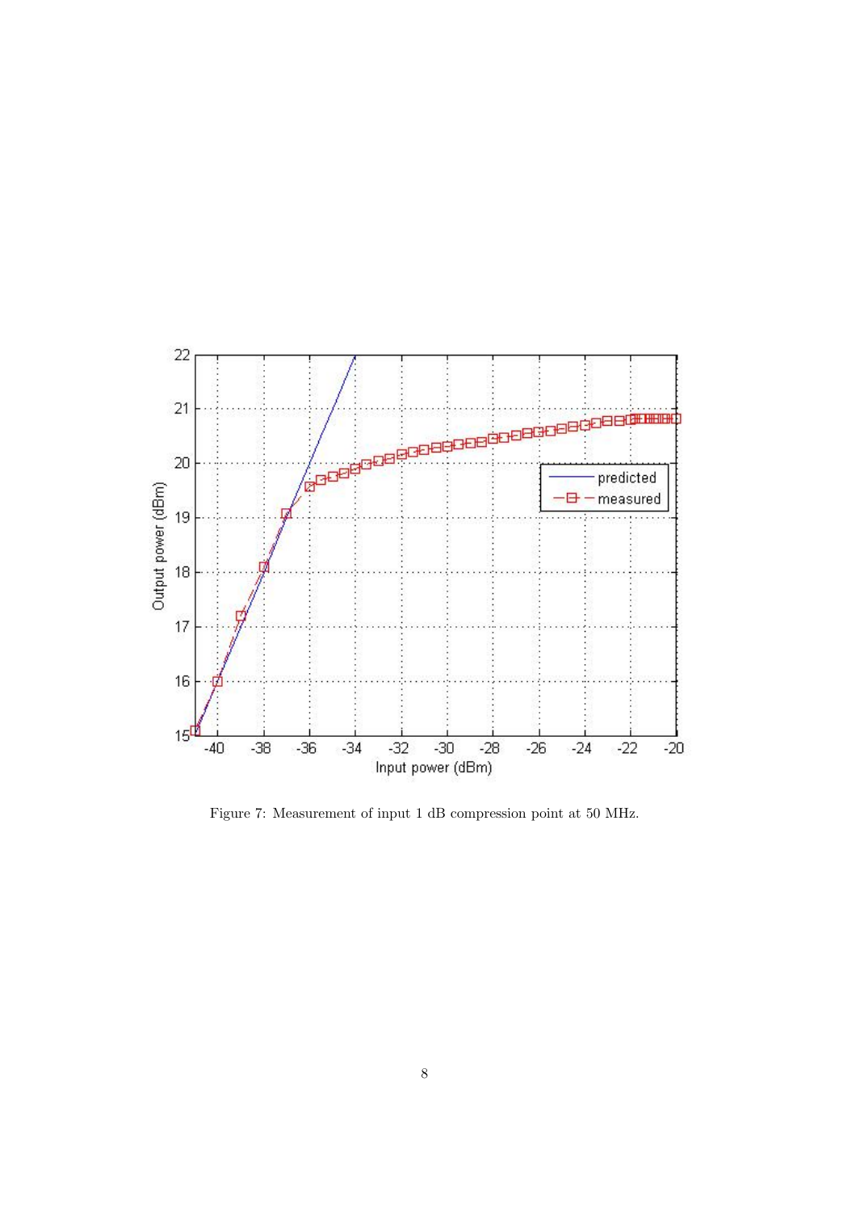Figure 7: Measurement of input 1 dB compression point at 50 MHz.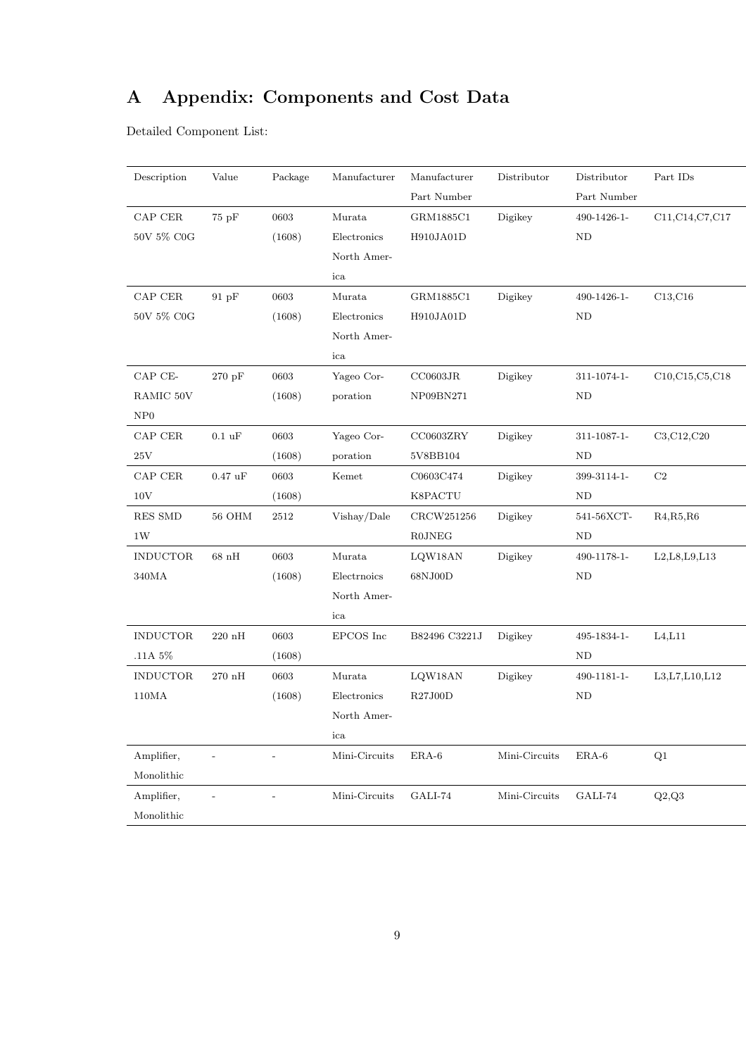# A Appendix: Components and Cost Data

Detailed Component List:

| Description | Value | Package | Manufacturer | Manufacturer Part Number | Distributor | Distributor Part Number | Part IDs |
|---|---|---|---|---|---|---|---|
| CAP CER 50V 5% C0G | 75 pF | 0603 (1608) | Murata Electronics North America | GRM1885C1 H910JA01D | Digikey | 490-1426-1-ND | C11,C14,C7,C17 |
| CAP CER 50V 5% C0G | 91 pF | 0603 (1608) | Murata Electronics North America | GRM1885C1 H910JA01D | Digikey | 490-1426-1-ND | C13,C16 |
| CAP CERAMIC 50V NP0 | 270 pF | 0603 (1608) | Yageo Corporation | CC0603JR NP09BN271 | Digikey | 311-1074-1-ND | C10,C15,C5,C18 |
| CAP CER 25V | 0.1 uF | 0603 (1608) | Yageo Corporation | CC0603ZRY 5V8BB104 | Digikey | 311-1087-1-ND | C3,C12,C20 |
| CAP CER 10V | 0.47 uF | 0603 (1608) | Kemet | C0603C474 K8PACTU | Digikey | 399-3114-1-ND | C2 |
| RES SMD 1W | 56 OHM | 2512 | Vishay/Dale | CRCW251256 R0JNEG | Digikey | 541-56XCT-ND | R4,R5,R6 |
| INDUCTOR 340MA | 68 nH | 0603 (1608) | Murata Electrnoics North America | LQW18AN 68NJ00D | Digikey | 490-1178-1-ND | L2,L8,L9,L13 |
| INDUCTOR .11A 5% | 220 nH | 0603 (1608) | EPCOS Inc | B82496 C3221J | Digikey | 495-1834-1-ND | L4,L11 |
| INDUCTOR 110MA | 270 nH | 0603 (1608) | Murata Electronics North America | LQW18AN R27J00D | Digikey | 490-1181-1-ND | L3,L7,L10,L12 |
| Amplifier, Monolithic | - | - | Mini-Circuits | ERA-6 | Mini-Circuits | ERA-6 | Q1 |
| Amplifier, Monolithic | - | - | Mini-Circuits | GALI-74 | Mini-Circuits | GALI-74 | Q2,Q3 |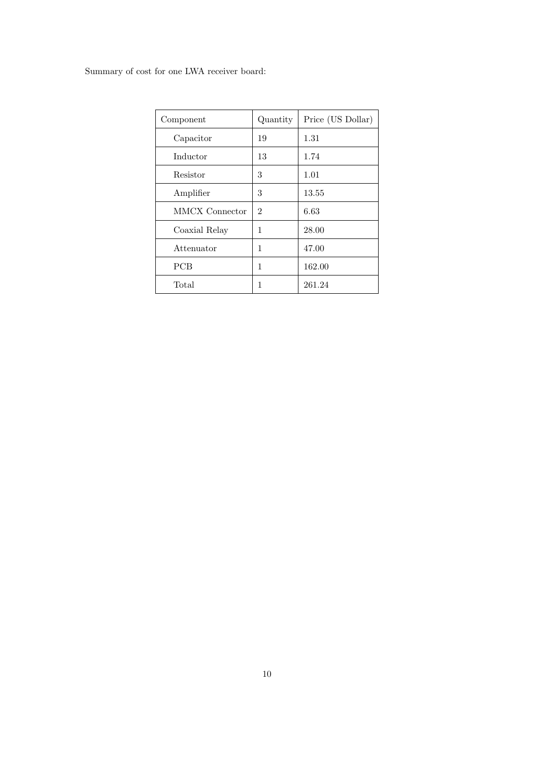Summary of cost for one LWA receiver board:

| Component | Quantity | Price (US Dollar) |
| --- | --- | --- |
| Capacitor | 19 | 1.31 |
| Inductor | 13 | 1.74 |
| Resistor | 3 | 1.01 |
| Amplifier | 3 | 13.55 |
| MMCX Connector | 2 | 6.63 |
| Coaxial Relay | 1 | 28.00 |
| Attenuator | 1 | 47.00 |
| PCB | 1 | 162.00 |
| Total | 1 | 261.24 |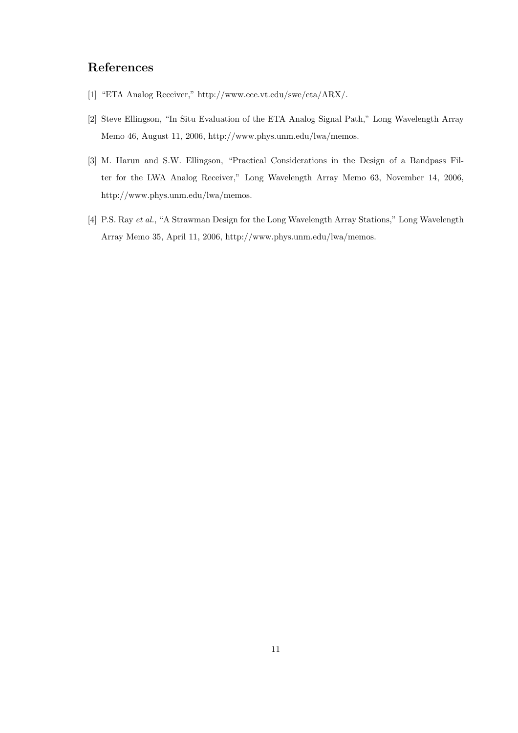# References

[1] "ETA Analog Receiver," http://www.ece.vt.edu/swe/eta/ARX/.

[2] Steve Ellingson, "In Situ Evaluation of the ETA Analog Signal Path," Long Wavelength Array Memo 46, August 11, 2006, http://www.phys.unm.edu/lwa/memos.

[3] M. Harun and S.W. Ellingson, "Practical Considerations in the Design of a Bandpass Filter for the LWA Analog Receiver," Long Wavelength Array Memo 63, November 14, 2006, http://www.phys.unm.edu/lwa/memos.

[4] P.S. Ray *et al.*, "A Strawman Design for the Long Wavelength Array Stations," Long Wavelength Array Memo 35, April 11, 2006, http://www.phys.unm.edu/lwa/memos.